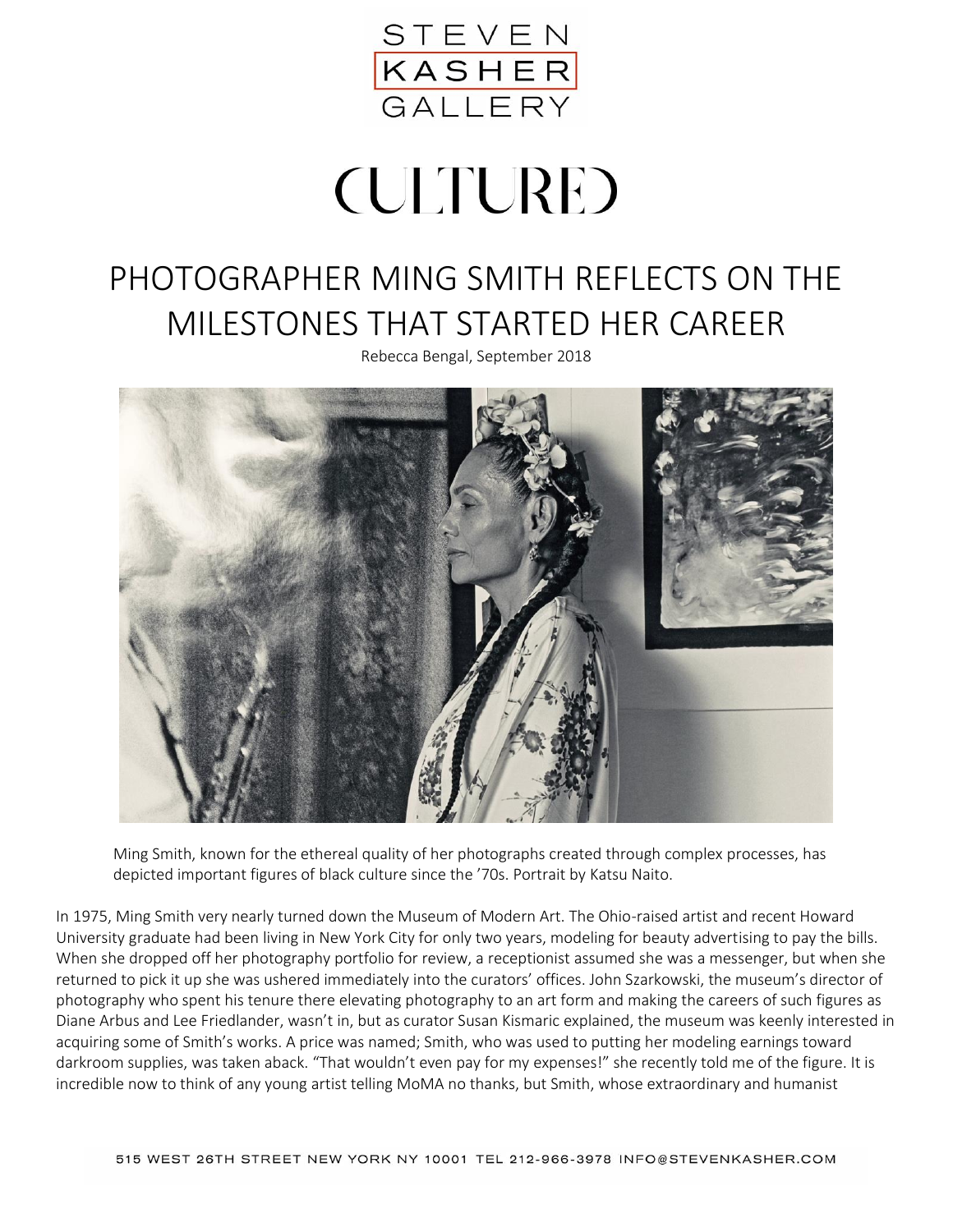STEVEN KASHER GALLERY

# CULTURED

## PHOTOGRAPHER MING SMITH REFLECTS ON THE MILESTONES THAT STARTED HER CAREER

Rebecca Bengal, September 2018

Ming Smith, known for the ethereal quality of her photographs created through complex processes, has depicted important figures of black culture since the '70s. Portrait by Katsu Naito.

In 1975, Ming Smith very nearly turned down the Museum of Modern Art. The Ohio-raised artist and recent Howard University graduate had been living in New York City for only two years, modeling for beauty advertising to pay the bills. When she dropped off her photography portfolio for review, a receptionist assumed she was a messenger, but when she returned to pick it up she was ushered immediately into the curators' offices. John Szarkowski, the museum's director of photography who spent his tenure there elevating photography to an art form and making the careers of such figures as Diane Arbus and Lee Friedlander, wasn't in, but as curator Susan Kismaric explained, the museum was keenly interested in acquiring some of Smith's works. A price was named; Smith, who was used to putting her modeling earnings toward darkroom supplies, was taken aback. "That wouldn't even pay for my expenses!" she recently told me of the figure. It is incredible now to think of any young artist telling MoMA no thanks, but Smith, whose extraordinary and humanist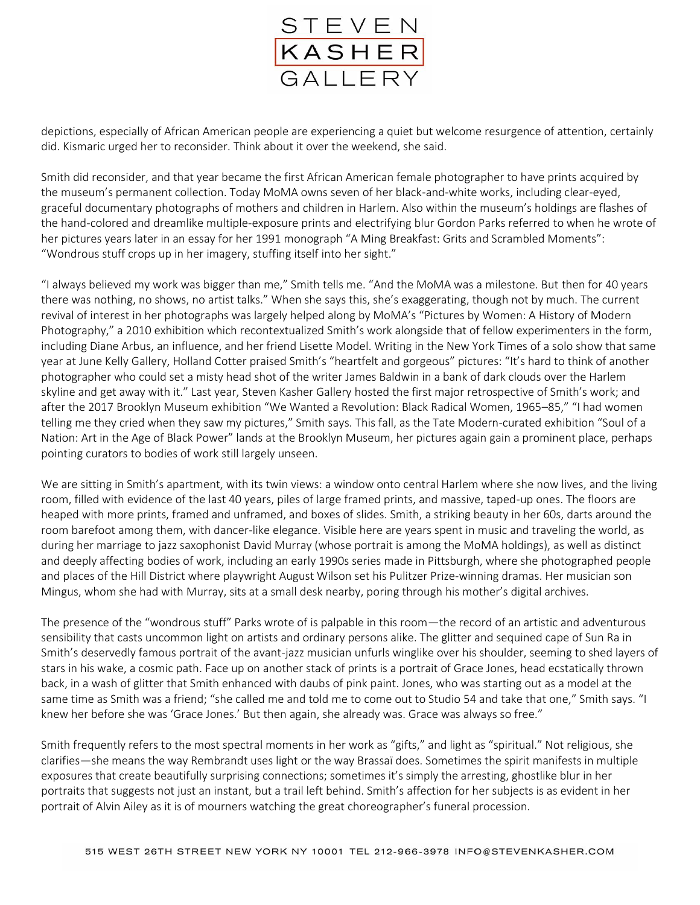depictions, especially of African American people are experiencing a quiet but welcome resurgence of attention, certainly did. Kismaric urged her to reconsider. Think about it over the weekend, she said.

Smith did reconsider, and that year became the first African American female photographer to have prints acquired by the museum's permanent collection. Today MoMA owns seven of her black-and-white works, including clear-eyed, graceful documentary photographs of mothers and children in Harlem. Also within the museum's holdings are flashes of the hand-colored and dreamlike multiple-exposure prints and electrifying blur Gordon Parks referred to when he wrote of her pictures years later in an essay for her 1991 monograph "A Ming Breakfast: Grits and Scrambled Moments": "Wondrous stuff crops up in her imagery, stuffing itself into her sight."

"I always believed my work was bigger than me," Smith tells me. "And the MoMA was a milestone. But then for 40 years there was nothing, no shows, no artist talks." When she says this, she's exaggerating, though not by much. The current revival of interest in her photographs was largely helped along by MoMA's "Pictures by Women: A History of Modern Photography," a 2010 exhibition which recontextualized Smith's work alongside that of fellow experimenters in the form, including Diane Arbus, an influence, and her friend Lisette Model. Writing in the New York Times of a solo show that same year at June Kelly Gallery, Holland Cotter praised Smith's "heartfelt and gorgeous" pictures: "It's hard to think of another photographer who could set a misty head shot of the writer James Baldwin in a bank of dark clouds over the Harlem skyline and get away with it." Last year, Steven Kasher Gallery hosted the first major retrospective of Smith's work; and after the 2017 Brooklyn Museum exhibition "We Wanted a Revolution: Black Radical Women, 1965–85," "I had women telling me they cried when they saw my pictures," Smith says. This fall, as the Tate Modern-curated exhibition "Soul of a Nation: Art in the Age of Black Power" lands at the Brooklyn Museum, her pictures again gain a prominent place, perhaps pointing curators to bodies of work still largely unseen.

We are sitting in Smith's apartment, with its twin views: a window onto central Harlem where she now lives, and the living room, filled with evidence of the last 40 years, piles of large framed prints, and massive, taped-up ones. The floors are heaped with more prints, framed and unframed, and boxes of slides. Smith, a striking beauty in her 60s, darts around the room barefoot among them, with dancer-like elegance. Visible here are years spent in music and traveling the world, as during her marriage to jazz saxophonist David Murray (whose portrait is among the MoMA holdings), as well as distinct and deeply affecting bodies of work, including an early 1990s series made in Pittsburgh, where she photographed people and places of the Hill District where playwright August Wilson set his Pulitzer Prize-winning dramas. Her musician son Mingus, whom she had with Murray, sits at a small desk nearby, poring through his mother's digital archives.

The presence of the "wondrous stuff" Parks wrote of is palpable in this room—the record of an artistic and adventurous sensibility that casts uncommon light on artists and ordinary persons alike. The glitter and sequined cape of Sun Ra in Smith's deservedly famous portrait of the avant-jazz musician unfurls winglike over his shoulder, seeming to shed layers of stars in his wake, a cosmic path. Face up on another stack of prints is a portrait of Grace Jones, head ecstatically thrown back, in a wash of glitter that Smith enhanced with daubs of pink paint. Jones, who was starting out as a model at the same time as Smith was a friend; "she called me and told me to come out to Studio 54 and take that one," Smith says. "I knew her before she was 'Grace Jones.' But then again, she already was. Grace was always so free."

Smith frequently refers to the most spectral moments in her work as "gifts," and light as "spiritual." Not religious, she clarifies—she means the way Rembrandt uses light or the way Brassaï does. Sometimes the spirit manifests in multiple exposures that create beautifully surprising connections; sometimes it's simply the arresting, ghostlike blur in her portraits that suggests not just an instant, but a trail left behind. Smith's affection for her subjects is as evident in her portrait of Alvin Ailey as it is of mourners watching the great choreographer's funeral procession.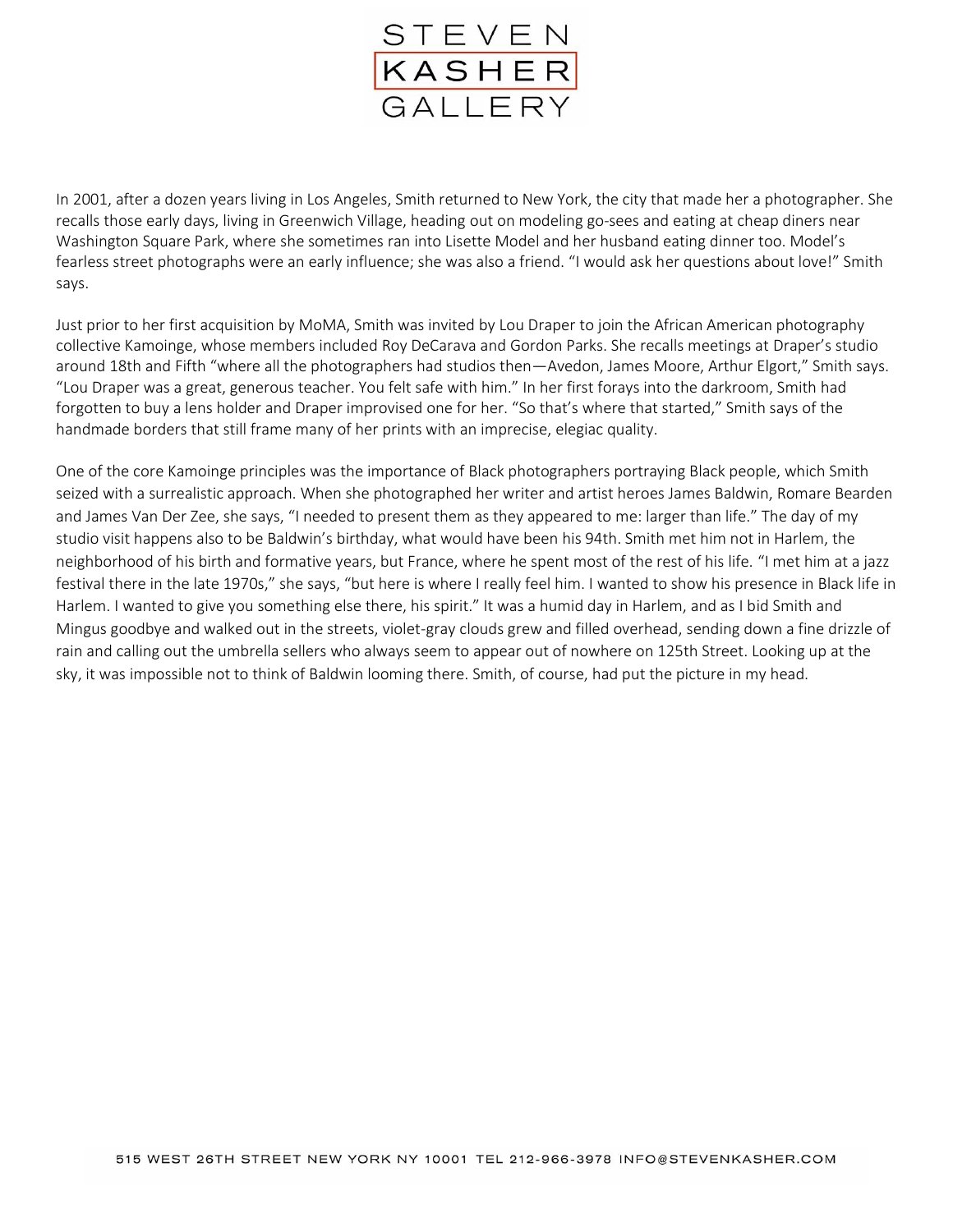In 2001, after a dozen years living in Los Angeles, Smith returned to New York, the city that made her a photographer. She recalls those early days, living in Greenwich Village, heading out on modeling go-sees and eating at cheap diners near Washington Square Park, where she sometimes ran into Lisette Model and her husband eating dinner too. Model's fearless street photographs were an early influence; she was also a friend. "I would ask her questions about love!" Smith says.

Just prior to her first acquisition by MoMA, Smith was invited by Lou Draper to join the African American photography collective Kamoinge, whose members included Roy DeCarava and Gordon Parks. She recalls meetings at Draper's studio around 18th and Fifth "where all the photographers had studios then—Avedon, James Moore, Arthur Elgort," Smith says. "Lou Draper was a great, generous teacher. You felt safe with him." In her first forays into the darkroom, Smith had forgotten to buy a lens holder and Draper improvised one for her. "So that's where that started," Smith says of the handmade borders that still frame many of her prints with an imprecise, elegiac quality.

One of the core Kamoinge principles was the importance of Black photographers portraying Black people, which Smith seized with a surrealistic approach. When she photographed her writer and artist heroes James Baldwin, Romare Bearden and James Van Der Zee, she says, "I needed to present them as they appeared to me: larger than life." The day of my studio visit happens also to be Baldwin's birthday, what would have been his 94th. Smith met him not in Harlem, the neighborhood of his birth and formative years, but France, where he spent most of the rest of his life. "I met him at a jazz festival there in the late 1970s," she says, "but here is where I really feel him. I wanted to show his presence in Black life in Harlem. I wanted to give you something else there, his spirit." It was a humid day in Harlem, and as I bid Smith and Mingus goodbye and walked out in the streets, violet-gray clouds grew and filled overhead, sending down a fine drizzle of rain and calling out the umbrella sellers who always seem to appear out of nowhere on 125th Street. Looking up at the sky, it was impossible not to think of Baldwin looming there. Smith, of course, had put the picture in my head.